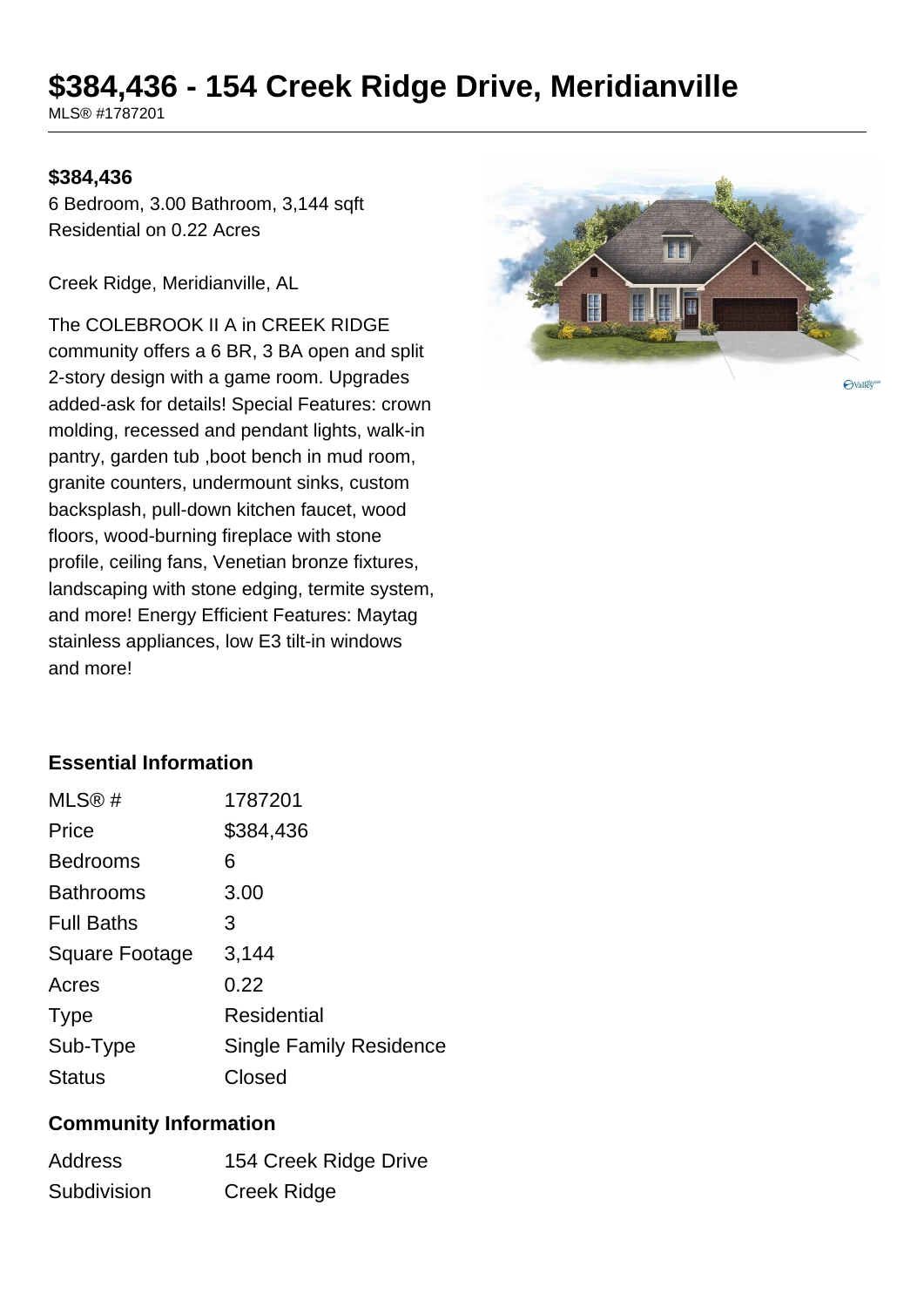# $384,436 - 154 Creek Ridge Drive, Meridianville

MLS® #1787201

**$384,436**

6 Bedroom, 3.00 Bathroom, 3,144 sqft
Residential on 0.22 Acres

Creek Ridge, Meridianville, AL

The COLEBROOK II A in CREEK RIDGE community offers a 6 BR, 3 BA open and split 2-story design with a game room. Upgrades added-ask for details! Special Features: crown molding, recessed and pendant lights, walk-in pantry, garden tub ,boot bench in mud room, granite counters, undermount sinks, custom backsplash, pull-down kitchen faucet, wood floors, wood-burning fireplace with stone profile, ceiling fans, Venetian bronze fixtures, landscaping with stone edging, termite system, and more! Energy Efficient Features: Maytag stainless appliances, low E3 tilt-in windows and more!

### Essential Information

| | |
|---|---|
| MLS® # | 1787201 |
| Price | $384,436 |
| Bedrooms | 6 |
| Bathrooms | 3.00 |
| Full Baths | 3 |
| Square Footage | 3,144 |
| Acres | 0.22 |
| Type | Residential |
| Sub-Type | Single Family Residence |
| Status | Closed |

### Community Information

| | |
|---|---|
| Address | 154 Creek Ridge Drive |
| Subdivision | Creek Ridge |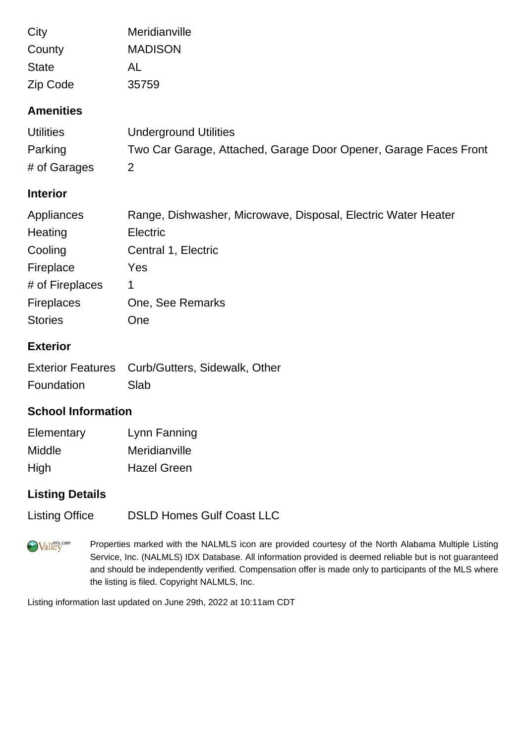| | |
|---|---|
| City | Meridianville |
| County | MADISON |
| State | AL |
| Zip Code | 35759 |

## Amenities

| | |
|---|---|
| Utilities | Underground Utilities |
| Parking | Two Car Garage, Attached, Garage Door Opener, Garage Faces Front |
| # of Garages | 2 |

## Interior

| | |
|---|---|
| Appliances | Range, Dishwasher, Microwave, Disposal, Electric Water Heater |
| Heating | Electric |
| Cooling | Central 1, Electric |
| Fireplace | Yes |
| # of Fireplaces | 1 |
| Fireplaces | One, See Remarks |
| Stories | One |

## Exterior

| | |
|---|---|
| Exterior Features | Curb/Gutters, Sidewalk, Other |
| Foundation | Slab |

## School Information

| | |
|---|---|
| Elementary | Lynn Fanning |
| Middle | Meridianville |
| High | Hazel Green |

## Listing Details

| | |
|---|---|
| Listing Office | DSLD Homes Gulf Coast LLC |

Properties marked with the NALMLS icon are provided courtesy of the North Alabama Multiple Listing Service, Inc. (NALMLS) IDX Database. All information provided is deemed reliable but is not guaranteed and should be independently verified. Compensation offer is made only to participants of the MLS where the listing is filed. Copyright NALMLS, Inc.

Listing information last updated on June 29th, 2022 at 10:11am CDT